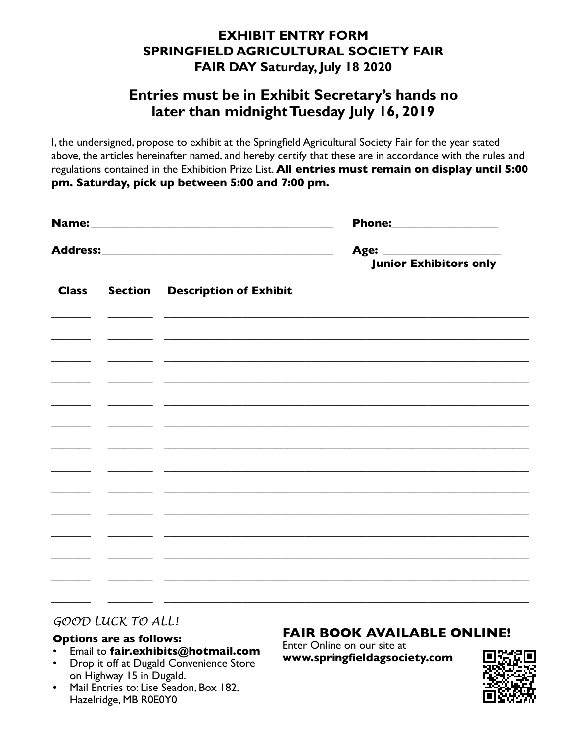# EXHIBIT ENTRY FORM
# SPRINGFIELD AGRICULTURAL SOCIETY FAIR
# FAIR DAY Saturday, July 18 2020

## Entries must be in Exhibit Secretary's hands no later than midnight Tuesday July 16, 2019

I, the undersigned, propose to exhibit at the Springfield Agricultural Society Fair for the year stated above, the articles hereinafter named, and hereby certify that these are in accordance with the rules and regulations contained in the Exhibition Prize List. **All entries must remain on display until 5:00 pm. Saturday, pick up between 5:00 and 7:00 pm.**

**Name:**________________________________________ **Phone:**_________________

**Address:**______________________________________ **Age:** ___________________
**Junior Exhibitors only**

| Class | Section | Description of Exhibit |
|---|---|---|
| | | |
| | | |
| | | |
| | | |
| | | |
| | | |
| | | |
| | | |
| | | |
| | | |
| | | |
| | | |
| | | |
| | | |

*GOOD LUCK TO ALL!*

**Options are as follows:**

- Email to **fair.exhibits@hotmail.com**
- Drop it off at Dugald Convenience Store on Highway 15 in Dugald.
- Mail Entries to: Lise Seadon, Box 182, Hazelridge, MB R0E0Y0

## FAIR BOOK AVAILABLE ONLINE!

Enter Online on our site at
**www.springfieldagsociety.com**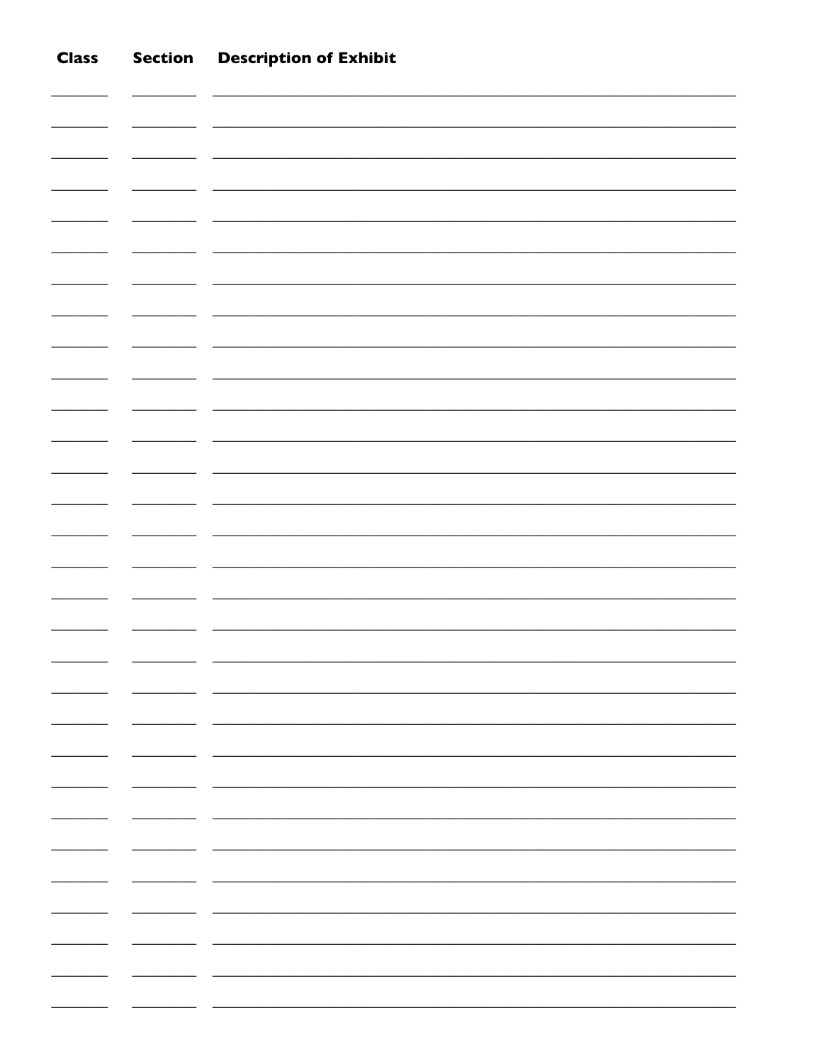| Class | Section | Description of Exhibit |
| --- | --- | --- |
| | | |
| | | |
| | | |
| | | |
| | | |
| | | |
| | | |
| | | |
| | | |
| | | |
| | | |
| | | |
| | | |
| | | |
| | | |
| | | |
| | | |
| | | |
| | | |
| | | |
| | | |
| | | |
| | | |
| | | |
| | | |
| | | |
| | | |
| | | |
| | | |
| | | |